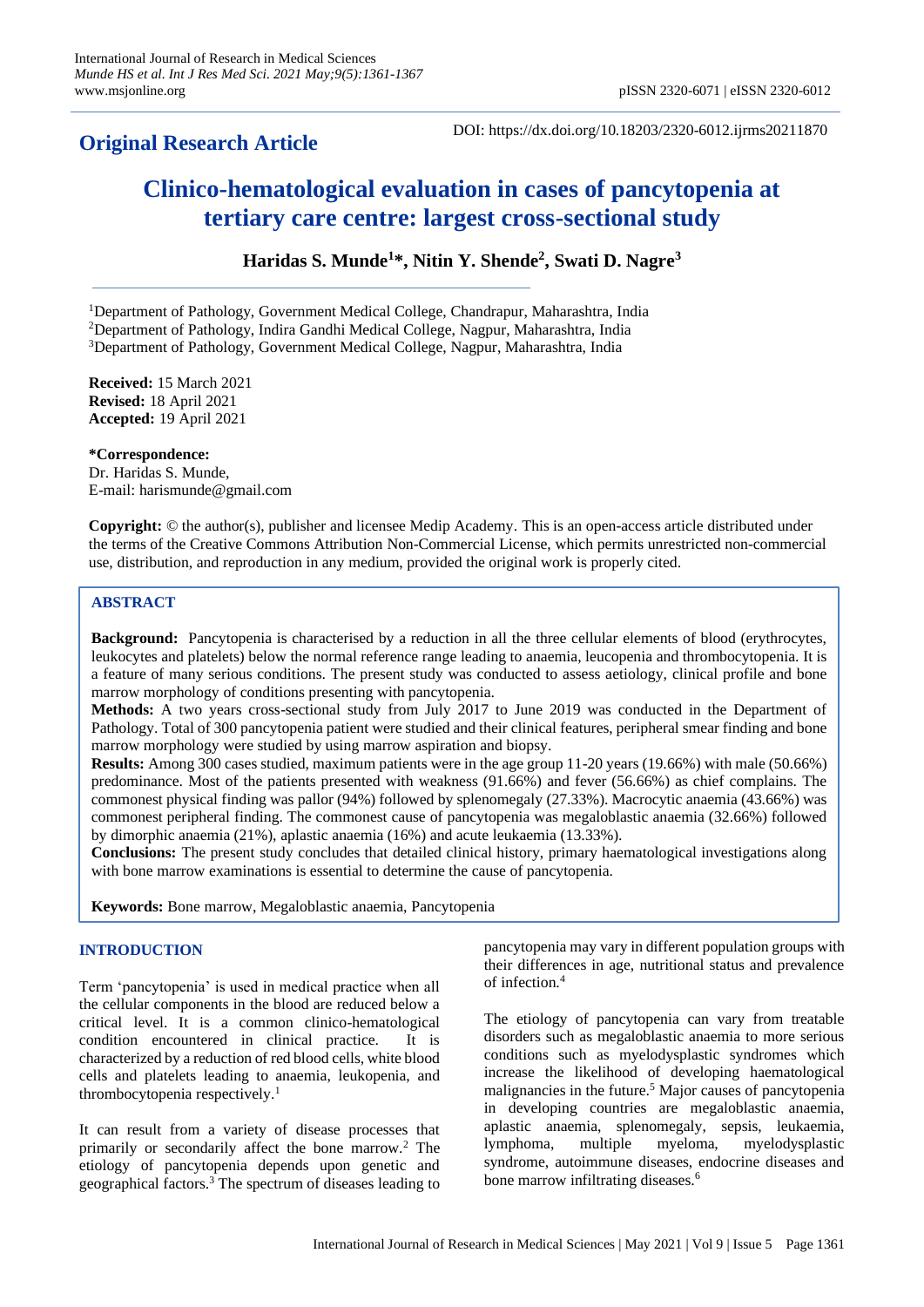## Original Research Article

DOI: https://dx.doi.org/10.18203/2320-6012.ijrms20211870

# Clinico-hematological evaluation in cases of pancytopenia at tertiary care centre: largest cross-sectional study

**Haridas S. Munde[1]\*, Nitin Y. Shende[2], Swati D. Nagre[3]**

[1]Department of Pathology, Government Medical College, Chandrapur, Maharashtra, India
[2]Department of Pathology, Indira Gandhi Medical College, Nagpur, Maharashtra, India
[3]Department of Pathology, Government Medical College, Nagpur, Maharashtra, India

**Received:** 15 March 2021
**Revised:** 18 April 2021
**Accepted:** 19 April 2021

**\*Correspondence:**
Dr. Haridas S. Munde,
E-mail: harismunde@gmail.com

**Copyright:** © the author(s), publisher and licensee Medip Academy. This is an open-access article distributed under the terms of the Creative Commons Attribution Non-Commercial License, which permits unrestricted non-commercial use, distribution, and reproduction in any medium, provided the original work is properly cited.

## ABSTRACT

**Background:** Pancytopenia is characterised by a reduction in all the three cellular elements of blood (erythrocytes, leukocytes and platelets) below the normal reference range leading to anaemia, leucopenia and thrombocytopenia. It is a feature of many serious conditions. The present study was conducted to assess aetiology, clinical profile and bone marrow morphology of conditions presenting with pancytopenia.

**Methods:** A two years cross-sectional study from July 2017 to June 2019 was conducted in the Department of Pathology. Total of 300 pancytopenia patient were studied and their clinical features, peripheral smear finding and bone marrow morphology were studied by using marrow aspiration and biopsy.

**Results:** Among 300 cases studied, maximum patients were in the age group 11-20 years (19.66%) with male (50.66%) predominance. Most of the patients presented with weakness (91.66%) and fever (56.66%) as chief complains. The commonest physical finding was pallor (94%) followed by splenomegaly (27.33%). Macrocytic anaemia (43.66%) was commonest peripheral finding. The commonest cause of pancytopenia was megaloblastic anaemia (32.66%) followed by dimorphic anaemia (21%), aplastic anaemia (16%) and acute leukaemia (13.33%).

**Conclusions:** The present study concludes that detailed clinical history, primary haematological investigations along with bone marrow examinations is essential to determine the cause of pancytopenia.

**Keywords:** Bone marrow, Megaloblastic anaemia, Pancytopenia

## INTRODUCTION

Term 'pancytopenia' is used in medical practice when all the cellular components in the blood are reduced below a critical level. It is a common clinico-hematological condition encountered in clinical practice. It is characterized by a reduction of red blood cells, white blood cells and platelets leading to anaemia, leukopenia, and thrombocytopenia respectively.[1]

It can result from a variety of disease processes that primarily or secondarily affect the bone marrow.[2] The etiology of pancytopenia depends upon genetic and geographical factors.[3] The spectrum of diseases leading to pancytopenia may vary in different population groups with their differences in age, nutritional status and prevalence of infection.[4]

The etiology of pancytopenia can vary from treatable disorders such as megaloblastic anaemia to more serious conditions such as myelodysplastic syndromes which increase the likelihood of developing haematological malignancies in the future.[5] Major causes of pancytopenia in developing countries are megaloblastic anaemia, aplastic anaemia, splenomegaly, sepsis, leukaemia, lymphoma, multiple myeloma, myelodysplastic syndrome, autoimmune diseases, endocrine diseases and bone marrow infiltrating diseases.[6]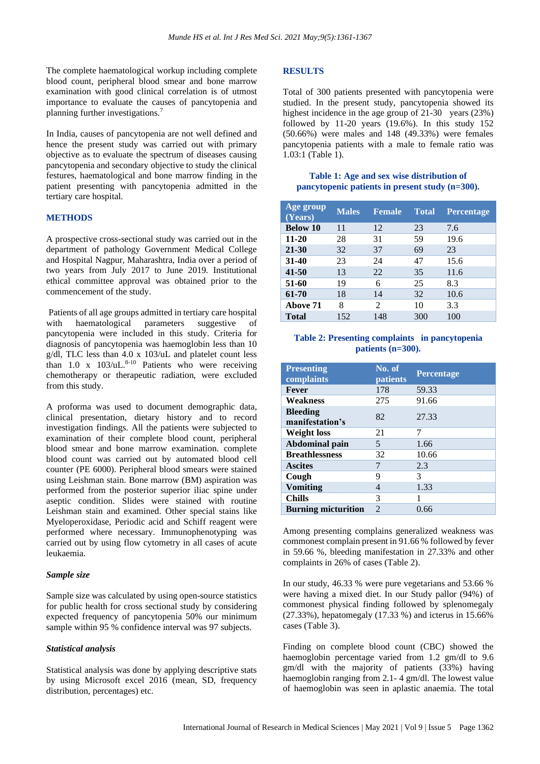The complete haematological workup including complete blood count, peripheral blood smear and bone marrow examination with good clinical correlation is of utmost importance to evaluate the causes of pancytopenia and planning further investigations.[7]

In India, causes of pancytopenia are not well defined and hence the present study was carried out with primary objective as to evaluate the spectrum of diseases causing pancytopenia and secondary objective to study the clinical festures, haematological and bone marrow finding in the patient presenting with pancytopenia admitted in the tertiary care hospital.

## METHODS

A prospective cross-sectional study was carried out in the department of pathology Government Medical College and Hospital Nagpur, Maharashtra, India over a period of two years from July 2017 to June 2019. Institutional ethical committee approval was obtained prior to the commencement of the study.

Patients of all age groups admitted in tertiary care hospital with haematological parameters suggestive of pancytopenia were included in this study. Criteria for diagnosis of pancytopenia was haemoglobin less than 10 g/dl, TLC less than 4.0 x 103/uL and platelet count less than 1.0 x 103/uL.[8-10] Patients who were receiving chemotherapy or therapeutic radiation, were excluded from this study.

A proforma was used to document demographic data, clinical presentation, dietary history and to record investigation findings. All the patients were subjected to examination of their complete blood count, peripheral blood smear and bone marrow examination. complete blood count was carried out by automated blood cell counter (PE 6000). Peripheral blood smears were stained using Leishman stain. Bone marrow (BM) aspiration was performed from the posterior superior iliac spine under aseptic condition. Slides were stained with routine Leishman stain and examined. Other special stains like Myeloperoxidase, Periodic acid and Schiff reagent were performed where necessary. Immunophenotyping was carried out by using flow cytometry in all cases of acute leukaemia.

### *Sample size*

Sample size was calculated by using open-source statistics for public health for cross sectional study by considering expected frequency of pancytopenia 50% our minimum sample within 95 % confidence interval was 97 subjects.

### *Statistical analysis*

Statistical analysis was done by applying descriptive stats by using Microsoft excel 2016 (mean, SD, frequency distribution, percentages) etc.

## RESULTS

Total of 300 patients presented with pancytopenia were studied. In the present study, pancytopenia showed its highest incidence in the age group of 21-30 years (23%) followed by 11-20 years (19.6%). In this study 152 (50.66%) were males and 148 (49.33%) were females pancytopenia patients with a male to female ratio was 1.03:1 (Table 1).

**Table 1: Age and sex wise distribution of pancytopenic patients in present study (n=300).**

| Age group (Years) | Males | Female | Total | Percentage |
|---|---|---|---|---|
| **Below 10** | 11 | 12 | 23 | 7.6 |
| **11-20** | 28 | 31 | 59 | 19.6 |
| **21-30** | 32 | 37 | 69 | 23 |
| **31-40** | 23 | 24 | 47 | 15.6 |
| **41-50** | 13 | 22 | 35 | 11.6 |
| **51-60** | 19 | 6 | 25 | 8.3 |
| **61-70** | 18 | 14 | 32 | 10.6 |
| **Above 71** | 8 | 2 | 10 | 3.3 |
| **Total** | 152 | 148 | 300 | 100 |

**Table 2: Presenting complaints in pancytopenia patients (n=300).**

| Presenting complaints | No. of patients | Percentage |
|---|---|---|
| **Fever** | 178 | 59.33 |
| **Weakness** | 275 | 91.66 |
| **Bleeding manifestation's** | 82 | 27.33 |
| **Weight loss** | 21 | 7 |
| **Abdominal pain** | 5 | 1.66 |
| **Breathlessness** | 32 | 10.66 |
| **Ascites** | 7 | 2.3 |
| **Cough** | 9 | 3 |
| **Vomiting** | 4 | 1.33 |
| **Chills** | 3 | 1 |
| **Burning micturition** | 2 | 0.66 |

Among presenting complains generalized weakness was commonest complain present in 91.66 % followed by fever in 59.66 %, bleeding manifestation in 27.33% and other complaints in 26% of cases (Table 2).

In our study, 46.33 % were pure vegetarians and 53.66 % were having a mixed diet. In our Study pallor (94%) of commonest physical finding followed by splenomegaly (27.33%), hepatomegaly (17.33 %) and icterus in 15.66% cases (Table 3).

Finding on complete blood count (CBC) showed the haemoglobin percentage varied from 1.2 gm/dl to 9.6 gm/dl with the majority of patients (33%) having haemoglobin ranging from 2.1- 4 gm/dl. The lowest value of haemoglobin was seen in aplastic anaemia. The total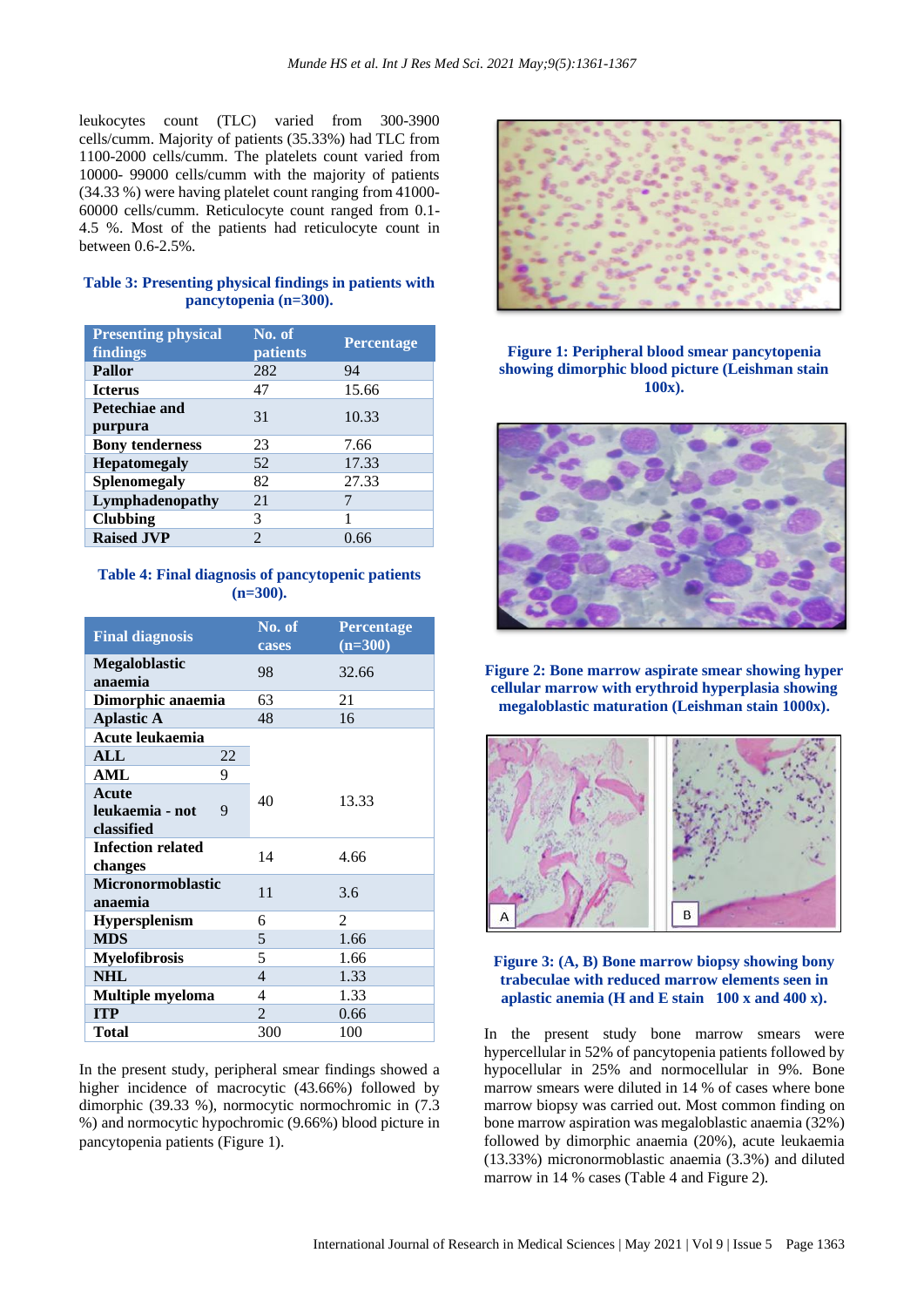leukocytes count (TLC) varied from 300-3900 cells/cumm. Majority of patients (35.33%) had TLC from 1100-2000 cells/cumm. The platelets count varied from 10000- 99000 cells/cumm with the majority of patients (34.33 %) were having platelet count ranging from 41000-60000 cells/cumm. Reticulocyte count ranged from 0.1-4.5 %. Most of the patients had reticulocyte count in between 0.6-2.5%.

**Table 3: Presenting physical findings in patients with pancytopenia (n=300).**

| Presenting physical findings | No. of patients | Percentage |
|---|---|---|
| **Pallor** | 282 | 94 |
| **Icterus** | 47 | 15.66 |
| **Petechiae and purpura** | 31 | 10.33 |
| **Bony tenderness** | 23 | 7.66 |
| **Hepatomegaly** | 52 | 17.33 |
| **Splenomegaly** | 82 | 27.33 |
| **Lymphadenopathy** | 21 | 7 |
| **Clubbing** | 3 | 1 |
| **Raised JVP** | 2 | 0.66 |

**Table 4: Final diagnosis of pancytopenic patients (n=300).**

| Final diagnosis | | No. of cases | Percentage (n=300) |
|---|---|---|---|
| **Megaloblastic anaemia** | | 98 | 32.66 |
| **Dimorphic anaemia** | | 63 | 21 |
| **Aplastic A** | | 48 | 16 |
| **Acute leukaemia** | | 40 | 13.33 |
| **ALL** | 22 | | |
| **AML** | 9 | | |
| **Acute leukaemia - not classified** | 9 | | |
| **Infection related changes** | | 14 | 4.66 |
| **Micronormoblastic anaemia** | | 11 | 3.6 |
| **Hypersplenism** | | 6 | 2 |
| **MDS** | | 5 | 1.66 |
| **Myelofibrosis** | | 5 | 1.66 |
| **NHL** | | 4 | 1.33 |
| **Multiple myeloma** | | 4 | 1.33 |
| **ITP** | | 2 | 0.66 |
| **Total** | | 300 | 100 |

In the present study, peripheral smear findings showed a higher incidence of macrocytic (43.66%) followed by dimorphic (39.33 %), normocytic normochromic in (7.3 %) and normocytic hypochromic (9.66%) blood picture in pancytopenia patients (Figure 1).

**Figure 1: Peripheral blood smear pancytopenia showing dimorphic blood picture (Leishman stain 100x).**

**Figure 2: Bone marrow aspirate smear showing hyper cellular marrow with erythroid hyperplasia showing megaloblastic maturation (Leishman stain 1000x).**

**Figure 3: (A, B) Bone marrow biopsy showing bony trabeculae with reduced marrow elements seen in aplastic anemia (H and E stain 100 x and 400 x).**

In the present study bone marrow smears were hypercellular in 52% of pancytopenia patients followed by hypocellular in 25% and normocellular in 9%. Bone marrow smears were diluted in 14 % of cases where bone marrow biopsy was carried out. Most common finding on bone marrow aspiration was megaloblastic anaemia (32%) followed by dimorphic anaemia (20%), acute leukaemia (13.33%) micronormoblastic anaemia (3.3%) and diluted marrow in 14 % cases (Table 4 and Figure 2).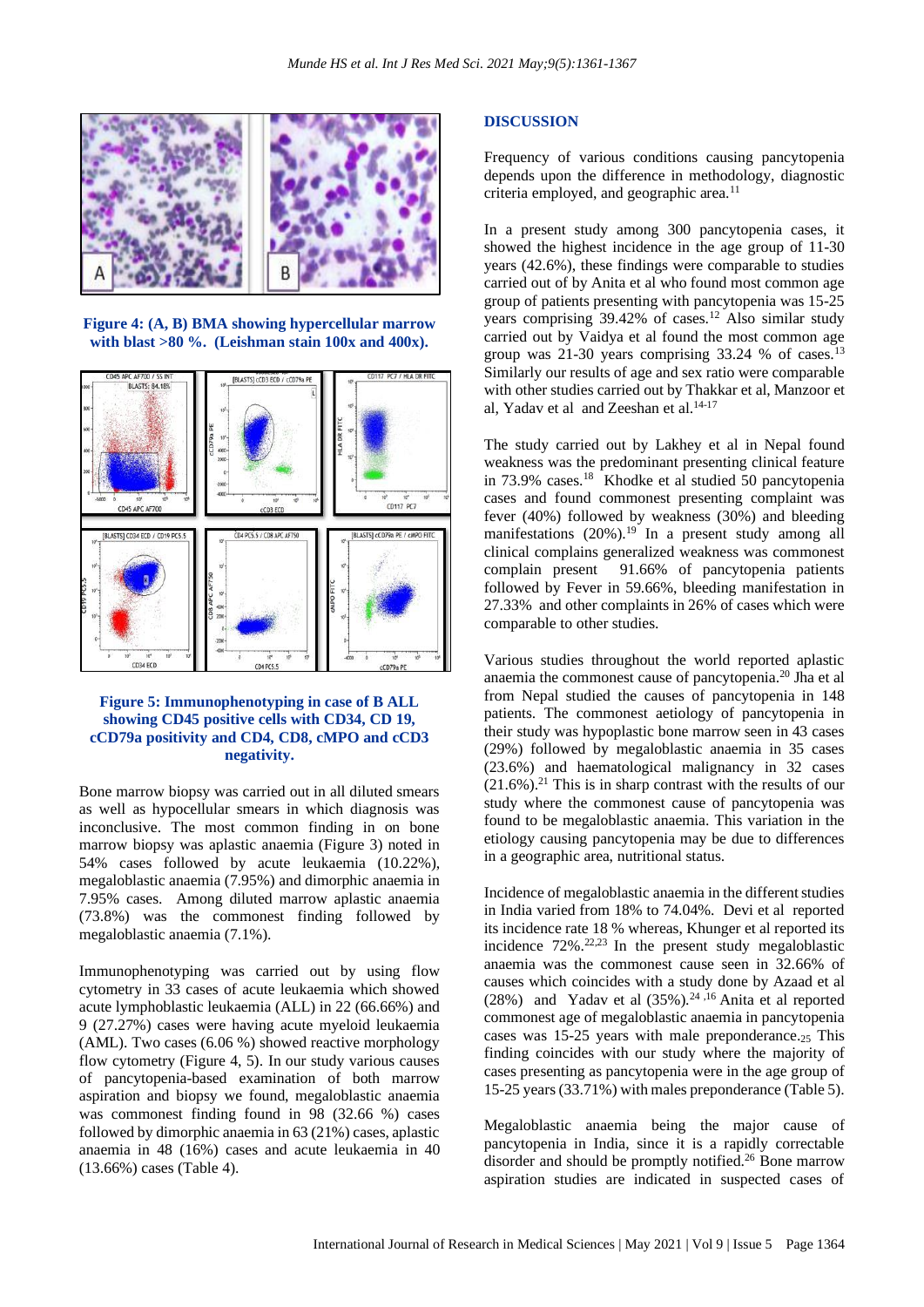**Figure 4: (A, B) BMA showing hypercellular marrow with blast >80 %. (Leishman stain 100x and 400x).**

**Figure 5: Immunophenotyping in case of B ALL showing CD45 positive cells with CD34, CD 19, cCD79a positivity and CD4, CD8, cMPO and cCD3 negativity.**

Bone marrow biopsy was carried out in all diluted smears as well as hypocellular smears in which diagnosis was inconclusive. The most common finding in on bone marrow biopsy was aplastic anaemia (Figure 3) noted in 54% cases followed by acute leukaemia (10.22%), megaloblastic anaemia (7.95%) and dimorphic anaemia in 7.95% cases. Among diluted marrow aplastic anaemia (73.8%) was the commonest finding followed by megaloblastic anaemia (7.1%).

Immunophenotyping was carried out by using flow cytometry in 33 cases of acute leukaemia which showed acute lymphoblastic leukaemia (ALL) in 22 (66.66%) and 9 (27.27%) cases were having acute myeloid leukaemia (AML). Two cases (6.06 %) showed reactive morphology flow cytometry (Figure 4, 5). In our study various causes of pancytopenia-based examination of both marrow aspiration and biopsy we found, megaloblastic anaemia was commonest finding found in 98 (32.66 %) cases followed by dimorphic anaemia in 63 (21%) cases, aplastic anaemia in 48 (16%) cases and acute leukaemia in 40 (13.66%) cases (Table 4).

## DISCUSSION

Frequency of various conditions causing pancytopenia depends upon the difference in methodology, diagnostic criteria employed, and geographic area.[11]

In a present study among 300 pancytopenia cases, it showed the highest incidence in the age group of 11-30 years (42.6%), these findings were comparable to studies carried out of by Anita et al who found most common age group of patients presenting with pancytopenia was 15-25 years comprising 39.42% of cases.[12] Also similar study carried out by Vaidya et al found the most common age group was 21-30 years comprising 33.24 % of cases.[13] Similarly our results of age and sex ratio were comparable with other studies carried out by Thakkar et al, Manzoor et al, Yadav et al and Zeeshan et al.[14-17]

The study carried out by Lakhey et al in Nepal found weakness was the predominant presenting clinical feature in 73.9% cases.[18] Khodke et al studied 50 pancytopenia cases and found commonest presenting complaint was fever (40%) followed by weakness (30%) and bleeding manifestations (20%).[19] In a present study among all clinical complains generalized weakness was commonest complain present 91.66% of pancytopenia patients followed by Fever in 59.66%, bleeding manifestation in 27.33% and other complaints in 26% of cases which were comparable to other studies.

Various studies throughout the world reported aplastic anaemia the commonest cause of pancytopenia.[20] Jha et al from Nepal studied the causes of pancytopenia in 148 patients. The commonest aetiology of pancytopenia in their study was hypoplastic bone marrow seen in 43 cases (29%) followed by megaloblastic anaemia in 35 cases (23.6%) and haematological malignancy in 32 cases (21.6%).[21] This is in sharp contrast with the results of our study where the commonest cause of pancytopenia was found to be megaloblastic anaemia. This variation in the etiology causing pancytopenia may be due to differences in a geographic area, nutritional status.

Incidence of megaloblastic anaemia in the different studies in India varied from 18% to 74.04%. Devi et al reported its incidence rate 18 % whereas, Khunger et al reported its incidence 72%.[22,23] In the present study megaloblastic anaemia was the commonest cause seen in 32.66% of causes which coincides with a study done by Azaad et al (28%) and Yadav et al (35%).[24,16] Anita et al reported commonest age of megaloblastic anaemia in pancytopenia cases was 15-25 years with male preponderance.[25] This finding coincides with our study where the majority of cases presenting as pancytopenia were in the age group of 15-25 years (33.71%) with males preponderance (Table 5).

Megaloblastic anaemia being the major cause of pancytopenia in India, since it is a rapidly correctable disorder and should be promptly notified.[26] Bone marrow aspiration studies are indicated in suspected cases of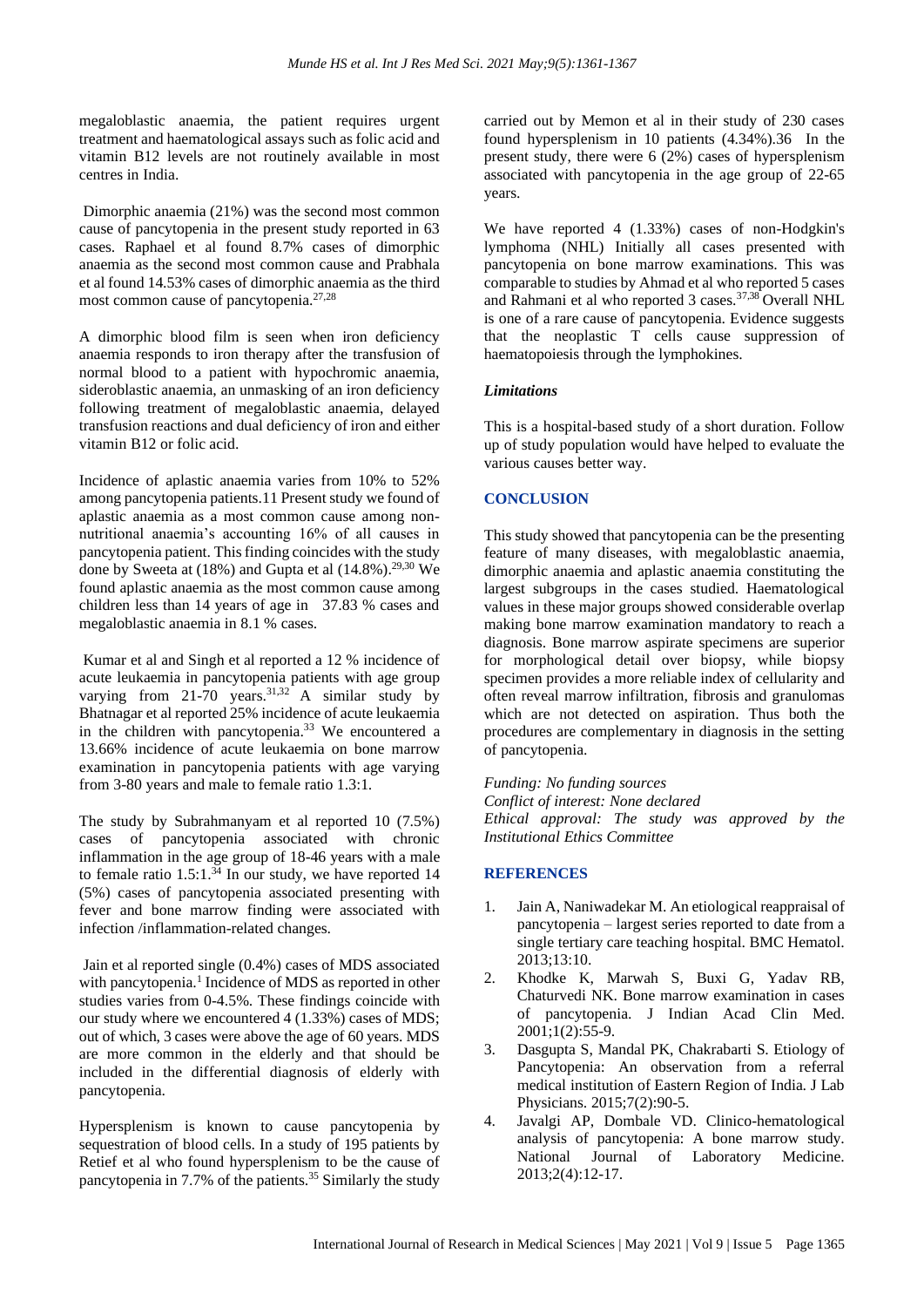megaloblastic anaemia, the patient requires urgent treatment and haematological assays such as folic acid and vitamin B12 levels are not routinely available in most centres in India.

Dimorphic anaemia (21%) was the second most common cause of pancytopenia in the present study reported in 63 cases. Raphael et al found 8.7% cases of dimorphic anaemia as the second most common cause and Prabhala et al found 14.53% cases of dimorphic anaemia as the third most common cause of pancytopenia.[27,28]

A dimorphic blood film is seen when iron deficiency anaemia responds to iron therapy after the transfusion of normal blood to a patient with hypochromic anaemia, sideroblastic anaemia, an unmasking of an iron deficiency following treatment of megaloblastic anaemia, delayed transfusion reactions and dual deficiency of iron and either vitamin B12 or folic acid.

Incidence of aplastic anaemia varies from 10% to 52% among pancytopenia patients.11 Present study we found of aplastic anaemia as a most common cause among non-nutritional anaemia's accounting 16% of all causes in pancytopenia patient. This finding coincides with the study done by Sweeta at (18%) and Gupta et al (14.8%).[29,30] We found aplastic anaemia as the most common cause among children less than 14 years of age in 37.83 % cases and megaloblastic anaemia in 8.1 % cases.

Kumar et al and Singh et al reported a 12 % incidence of acute leukaemia in pancytopenia patients with age group varying from 21-70 years.[31,32] A similar study by Bhatnagar et al reported 25% incidence of acute leukaemia in the children with pancytopenia.[33] We encountered a 13.66% incidence of acute leukaemia on bone marrow examination in pancytopenia patients with age varying from 3-80 years and male to female ratio 1.3:1.

The study by Subrahmanyam et al reported 10 (7.5%) cases of pancytopenia associated with chronic inflammation in the age group of 18-46 years with a male to female ratio 1.5:1.[34] In our study, we have reported 14 (5%) cases of pancytopenia associated presenting with fever and bone marrow finding were associated with infection /inflammation-related changes.

Jain et al reported single (0.4%) cases of MDS associated with pancytopenia.[1] Incidence of MDS as reported in other studies varies from 0-4.5%. These findings coincide with our study where we encountered 4 (1.33%) cases of MDS; out of which, 3 cases were above the age of 60 years. MDS are more common in the elderly and that should be included in the differential diagnosis of elderly with pancytopenia.

Hypersplenism is known to cause pancytopenia by sequestration of blood cells. In a study of 195 patients by Retief et al who found hypersplenism to be the cause of pancytopenia in 7.7% of the patients.[35] Similarly the study carried out by Memon et al in their study of 230 cases found hypersplenism in 10 patients (4.34%).36 In the present study, there were 6 (2%) cases of hypersplenism associated with pancytopenia in the age group of 22-65 years.

We have reported 4 (1.33%) cases of non-Hodgkin's lymphoma (NHL) Initially all cases presented with pancytopenia on bone marrow examinations. This was comparable to studies by Ahmad et al who reported 5 cases and Rahmani et al who reported 3 cases.[37,38] Overall NHL is one of a rare cause of pancytopenia. Evidence suggests that the neoplastic T cells cause suppression of haematopoiesis through the lymphokines.

### *Limitations*

This is a hospital-based study of a short duration. Follow up of study population would have helped to evaluate the various causes better way.

## CONCLUSION

This study showed that pancytopenia can be the presenting feature of many diseases, with megaloblastic anaemia, dimorphic anaemia and aplastic anaemia constituting the largest subgroups in the cases studied. Haematological values in these major groups showed considerable overlap making bone marrow examination mandatory to reach a diagnosis. Bone marrow aspirate specimens are superior for morphological detail over biopsy, while biopsy specimen provides a more reliable index of cellularity and often reveal marrow infiltration, fibrosis and granulomas which are not detected on aspiration. Thus both the procedures are complementary in diagnosis in the setting of pancytopenia.

*Funding: No funding sources*
*Conflict of interest: None declared*
*Ethical approval: The study was approved by the Institutional Ethics Committee*

## REFERENCES

1. Jain A, Naniwadekar M. An etiological reappraisal of pancytopenia – largest series reported to date from a single tertiary care teaching hospital. BMC Hematol. 2013;13:10.
2. Khodke K, Marwah S, Buxi G, Yadav RB, Chaturvedi NK. Bone marrow examination in cases of pancytopenia. J Indian Acad Clin Med. 2001;1(2):55-9.
3. Dasgupta S, Mandal PK, Chakrabarti S. Etiology of Pancytopenia: An observation from a referral medical institution of Eastern Region of India. J Lab Physicians. 2015;7(2):90-5.
4. Javalgi AP, Dombale VD. Clinico-hematological analysis of pancytopenia: A bone marrow study. National Journal of Laboratory Medicine. 2013;2(4):12-17.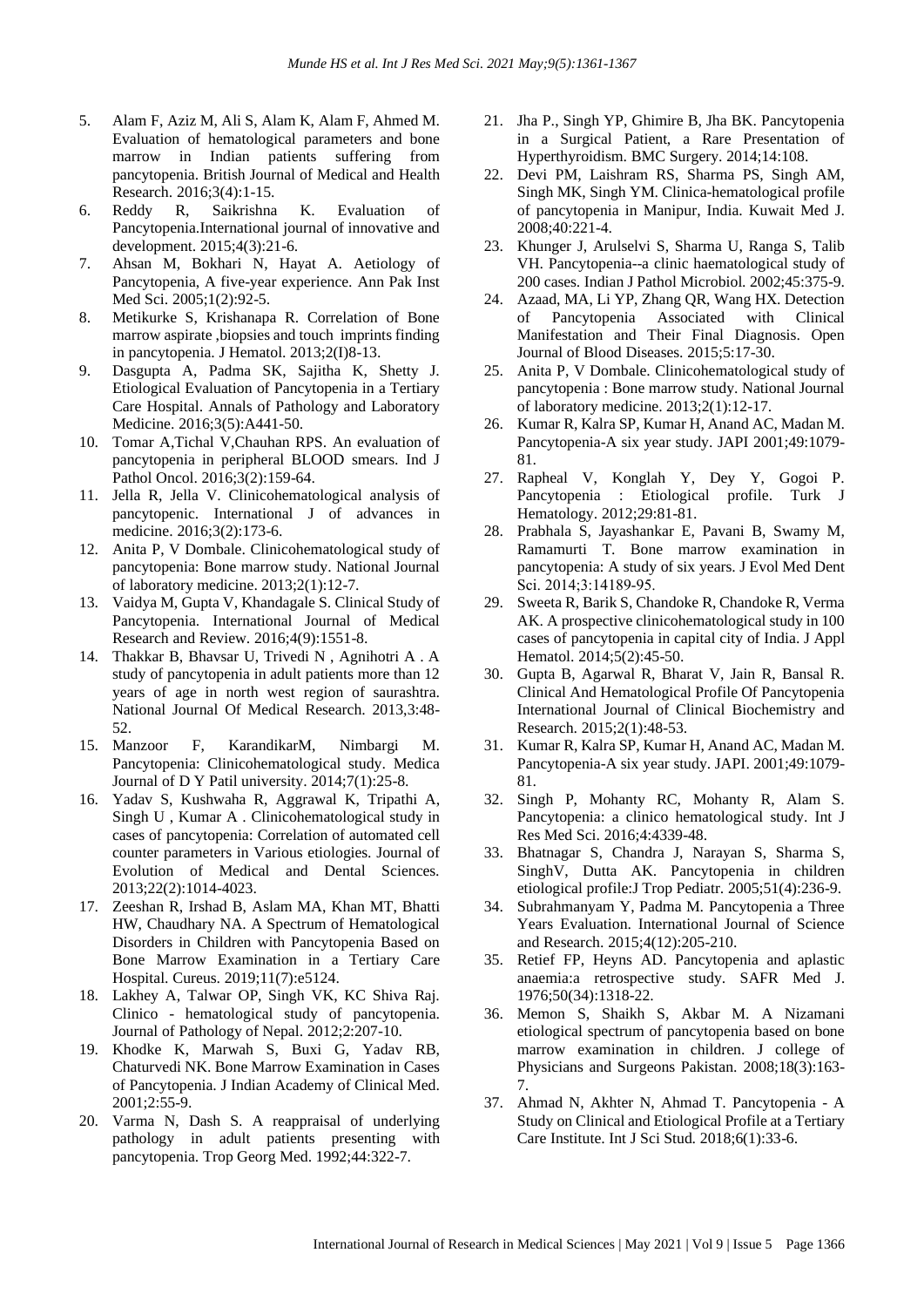5. Alam F, Aziz M, Ali S, Alam K, Alam F, Ahmed M. Evaluation of hematological parameters and bone marrow in Indian patients suffering from pancytopenia. British Journal of Medical and Health Research. 2016;3(4):1-15.
6. Reddy R, Saikrishna K. Evaluation of Pancytopenia.International journal of innovative and development. 2015;4(3):21-6.
7. Ahsan M, Bokhari N, Hayat A. Aetiology of Pancytopenia, A five-year experience. Ann Pak Inst Med Sci. 2005;1(2):92-5.
8. Metikurke S, Krishanapa R. Correlation of Bone marrow aspirate ,biopsies and touch imprints finding in pancytopenia. J Hematol. 2013;2(I)8-13.
9. Dasgupta A, Padma SK, Sajitha K, Shetty J. Etiological Evaluation of Pancytopenia in a Tertiary Care Hospital. Annals of Pathology and Laboratory Medicine. 2016;3(5):A441-50.
10. Tomar A,Tichal V,Chauhan RPS. An evaluation of pancytopenia in peripheral BLOOD smears. Ind J Pathol Oncol. 2016;3(2):159-64.
11. Jella R, Jella V. Clinicohematological analysis of pancytopenic. International J of advances in medicine. 2016;3(2):173-6.
12. Anita P, V Dombale. Clinicohematological study of pancytopenia: Bone marrow study. National Journal of laboratory medicine. 2013;2(1):12-7.
13. Vaidya M, Gupta V, Khandagale S. Clinical Study of Pancytopenia. International Journal of Medical Research and Review. 2016;4(9):1551-8.
14. Thakkar B, Bhavsar U, Trivedi N , Agnihotri A . A study of pancytopenia in adult patients more than 12 years of age in north west region of saurashtra. National Journal Of Medical Research. 2013,3:48-52.
15. Manzoor F, KarandikarM, Nimbargi M. Pancytopenia: Clinicohematological study. Medica Journal of D Y Patil university. 2014;7(1):25-8.
16. Yadav S, Kushwaha R, Aggrawal K, Tripathi A, Singh U , Kumar A . Clinicohematological study in cases of pancytopenia: Correlation of automated cell counter parameters in Various etiologies. Journal of Evolution of Medical and Dental Sciences. 2013;22(2):1014-4023.
17. Zeeshan R, Irshad B, Aslam MA, Khan MT, Bhatti HW, Chaudhary NA. A Spectrum of Hematological Disorders in Children with Pancytopenia Based on Bone Marrow Examination in a Tertiary Care Hospital. Cureus. 2019;11(7):e5124.
18. Lakhey A, Talwar OP, Singh VK, KC Shiva Raj. Clinico - hematological study of pancytopenia. Journal of Pathology of Nepal. 2012;2:207-10.
19. Khodke K, Marwah S, Buxi G, Yadav RB, Chaturvedi NK. Bone Marrow Examination in Cases of Pancytopenia. J Indian Academy of Clinical Med. 2001;2:55-9.
20. Varma N, Dash S. A reappraisal of underlying pathology in adult patients presenting with pancytopenia. Trop Georg Med. 1992;44:322-7.
21. Jha P., Singh YP, Ghimire B, Jha BK. Pancytopenia in a Surgical Patient, a Rare Presentation of Hyperthyroidism. BMC Surgery. 2014;14:108.
22. Devi PM, Laishram RS, Sharma PS, Singh AM, Singh MK, Singh YM. Clinica-hematological profile of pancytopenia in Manipur, India. Kuwait Med J. 2008;40:221-4.
23. Khunger J, Arulselvi S, Sharma U, Ranga S, Talib VH. Pancytopenia--a clinic haematological study of 200 cases. Indian J Pathol Microbiol. 2002;45:375-9.
24. Azaad, MA, Li YP, Zhang QR, Wang HX. Detection of Pancytopenia Associated with Clinical Manifestation and Their Final Diagnosis. Open Journal of Blood Diseases. 2015;5:17-30.
25. Anita P, V Dombale. Clinicohematological study of pancytopenia : Bone marrow study. National Journal of laboratory medicine. 2013;2(1):12-17.
26. Kumar R, Kalra SP, Kumar H, Anand AC, Madan M. Pancytopenia-A six year study. JAPI 2001;49:1079-81.
27. Rapheal V, Konglah Y, Dey Y, Gogoi P. Pancytopenia : Etiological profile. Turk J Hematology. 2012;29:81-81.
28. Prabhala S, Jayashankar E, Pavani B, Swamy M, Ramamurti T. Bone marrow examination in pancytopenia: A study of six years. J Evol Med Dent Sci. 2014;3:14189-95.
29. Sweeta R, Barik S, Chandoke R, Chandoke R, Verma AK. A prospective clinicohematological study in 100 cases of pancytopenia in capital city of India. J Appl Hematol. 2014;5(2):45-50.
30. Gupta B, Agarwal R, Bharat V, Jain R, Bansal R. Clinical And Hematological Profile Of Pancytopenia International Journal of Clinical Biochemistry and Research. 2015;2(1):48-53.
31. Kumar R, Kalra SP, Kumar H, Anand AC, Madan M. Pancytopenia-A six year study. JAPI. 2001;49:1079-81.
32. Singh P, Mohanty RC, Mohanty R, Alam S. Pancytopenia: a clinico hematological study. Int J Res Med Sci. 2016;4:4339-48.
33. Bhatnagar S, Chandra J, Narayan S, Sharma S, SinghV, Dutta AK. Pancytopenia in children etiological profile:J Trop Pediatr. 2005;51(4):236-9.
34. Subrahmanyam Y, Padma M. Pancytopenia a Three Years Evaluation. International Journal of Science and Research. 2015;4(12):205-210.
35. Retief FP, Heyns AD. Pancytopenia and aplastic anaemia:a retrospective study. SAFR Med J. 1976;50(34):1318-22.
36. Memon S, Shaikh S, Akbar M. A Nizamani etiological spectrum of pancytopenia based on bone marrow examination in children. J college of Physicians and Surgeons Pakistan. 2008;18(3):163-7.
37. Ahmad N, Akhter N, Ahmad T. Pancytopenia - A Study on Clinical and Etiological Profile at a Tertiary Care Institute. Int J Sci Stud. 2018;6(1):33-6.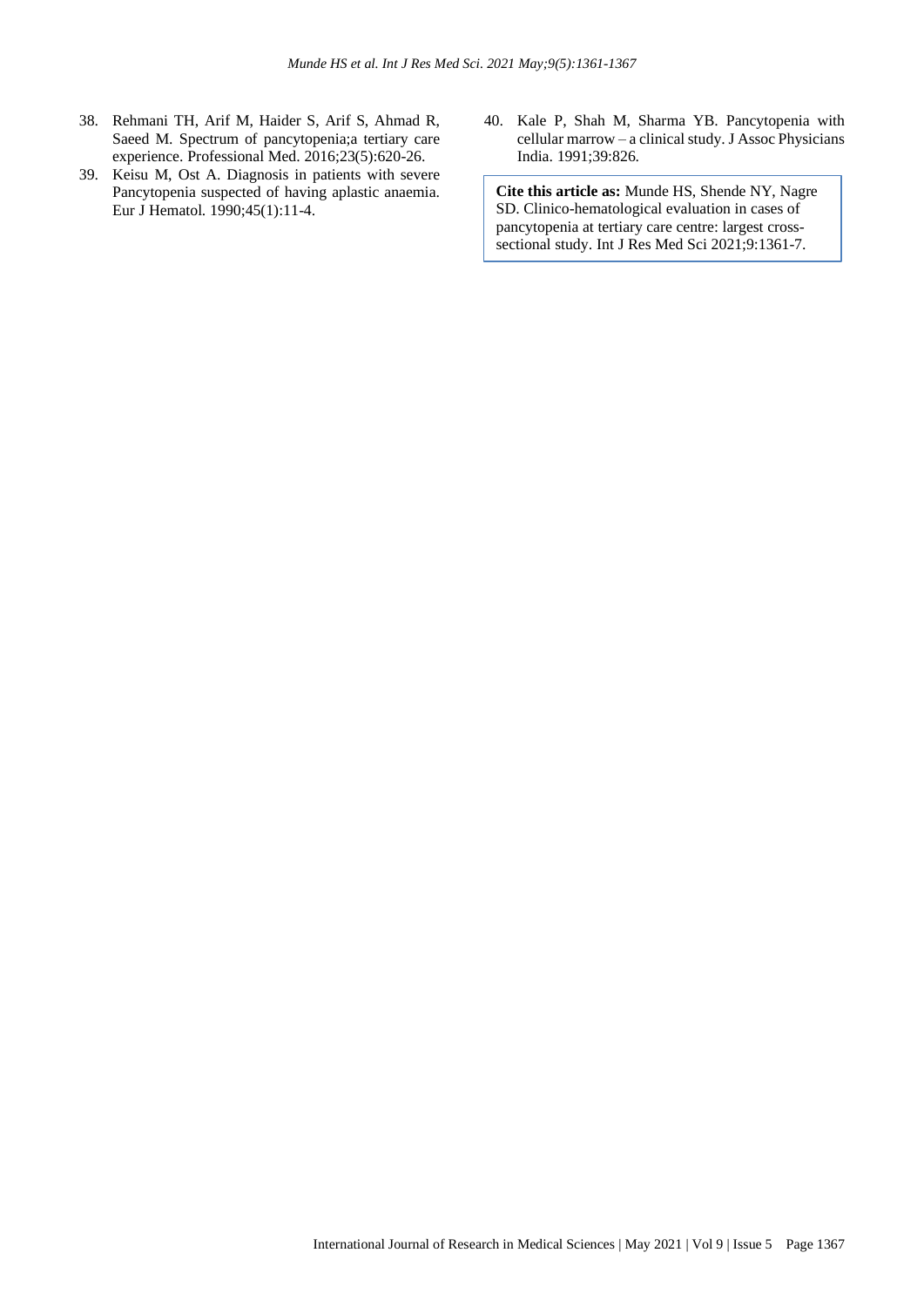38. Rehmani TH, Arif M, Haider S, Arif S, Ahmad R, Saeed M. Spectrum of pancytopenia;a tertiary care experience. Professional Med. 2016;23(5):620-26.
39. Keisu M, Ost A. Diagnosis in patients with severe Pancytopenia suspected of having aplastic anaemia. Eur J Hematol. 1990;45(1):11-4.
40. Kale P, Shah M, Sharma YB. Pancytopenia with cellular marrow – a clinical study. J Assoc Physicians India. 1991;39:826.

**Cite this article as:** Munde HS, Shende NY, Nagre SD. Clinico-hematological evaluation in cases of pancytopenia at tertiary care centre: largest cross-sectional study. Int J Res Med Sci 2021;9:1361-7.